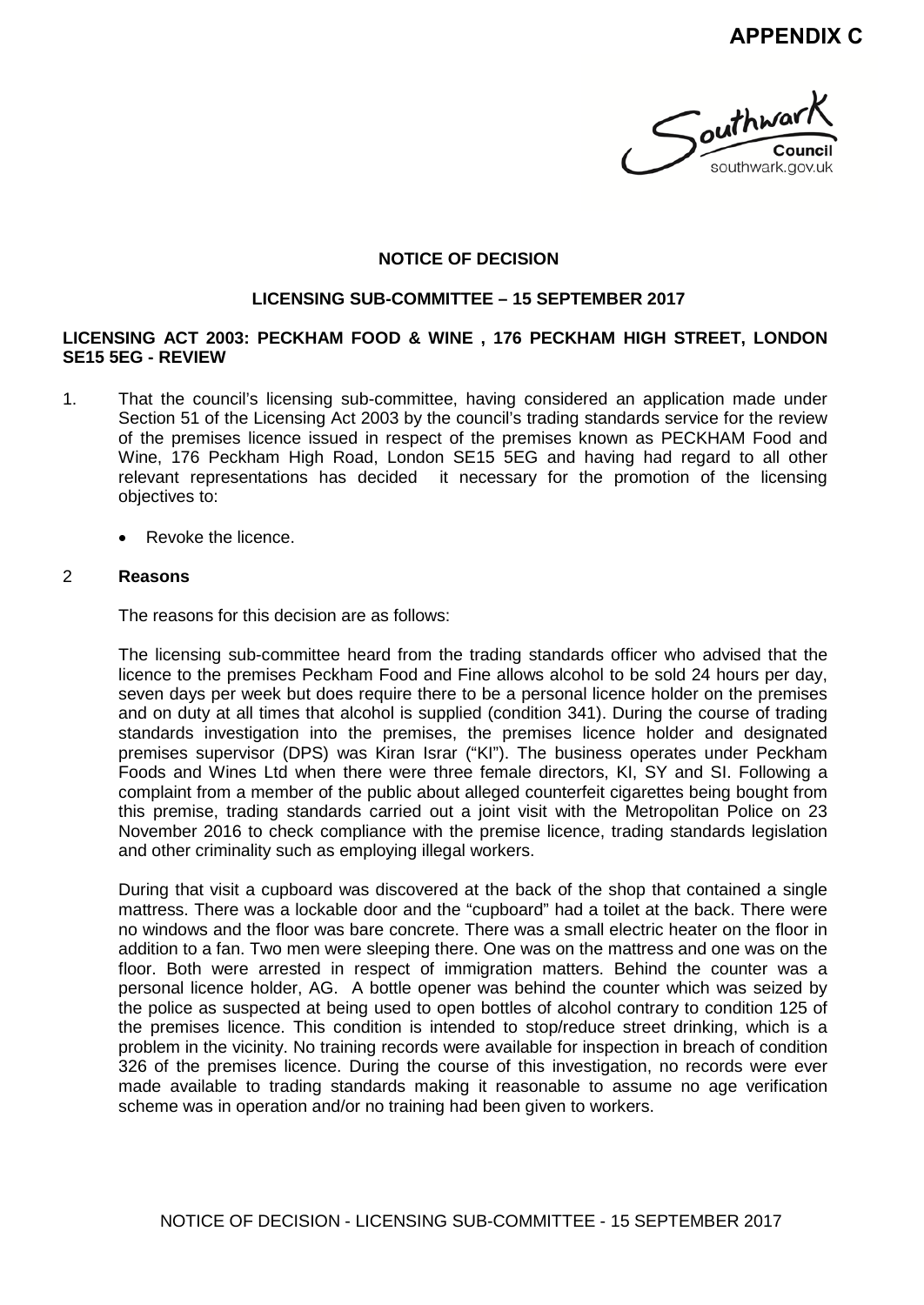**APPENDIX C**

**NOTICE OF DECISION**

**LICENSING SUB-COMMITTEE – 15 SEPTEMBER 2017**

**LICENSING ACT 2003: PECKHAM FOOD & WINE , 176 PECKHAM HIGH STREET, LONDON SE15 5EG - REVIEW**

1. That the council's licensing sub-committee, having considered an application made under Section 51 of the Licensing Act 2003 by the council's trading standards service for the review of the premises licence issued in respect of the premises known as PECKHAM Food and Wine, 176 Peckham High Road, London SE15 5EG and having had regard to all other relevant representations has decided it necessary for the promotion of the licensing objectives to:

   - Revoke the licence.

2 **Reasons**

The reasons for this decision are as follows:

The licensing sub-committee heard from the trading standards officer who advised that the licence to the premises Peckham Food and Fine allows alcohol to be sold 24 hours per day, seven days per week but does require there to be a personal licence holder on the premises and on duty at all times that alcohol is supplied (condition 341). During the course of trading standards investigation into the premises, the premises licence holder and designated premises supervisor (DPS) was Kiran Israr ("KI"). The business operates under Peckham Foods and Wines Ltd when there were three female directors, KI, SY and SI. Following a complaint from a member of the public about alleged counterfeit cigarettes being bought from this premise, trading standards carried out a joint visit with the Metropolitan Police on 23 November 2016 to check compliance with the premise licence, trading standards legislation and other criminality such as employing illegal workers.

During that visit a cupboard was discovered at the back of the shop that contained a single mattress. There was a lockable door and the "cupboard" had a toilet at the back. There were no windows and the floor was bare concrete. There was a small electric heater on the floor in addition to a fan. Two men were sleeping there. One was on the mattress and one was on the floor. Both were arrested in respect of immigration matters. Behind the counter was a personal licence holder, AG. A bottle opener was behind the counter which was seized by the police as suspected at being used to open bottles of alcohol contrary to condition 125 of the premises licence. This condition is intended to stop/reduce street drinking, which is a problem in the vicinity. No training records were available for inspection in breach of condition 326 of the premises licence. During the course of this investigation, no records were ever made available to trading standards making it reasonable to assume no age verification scheme was in operation and/or no training had been given to workers.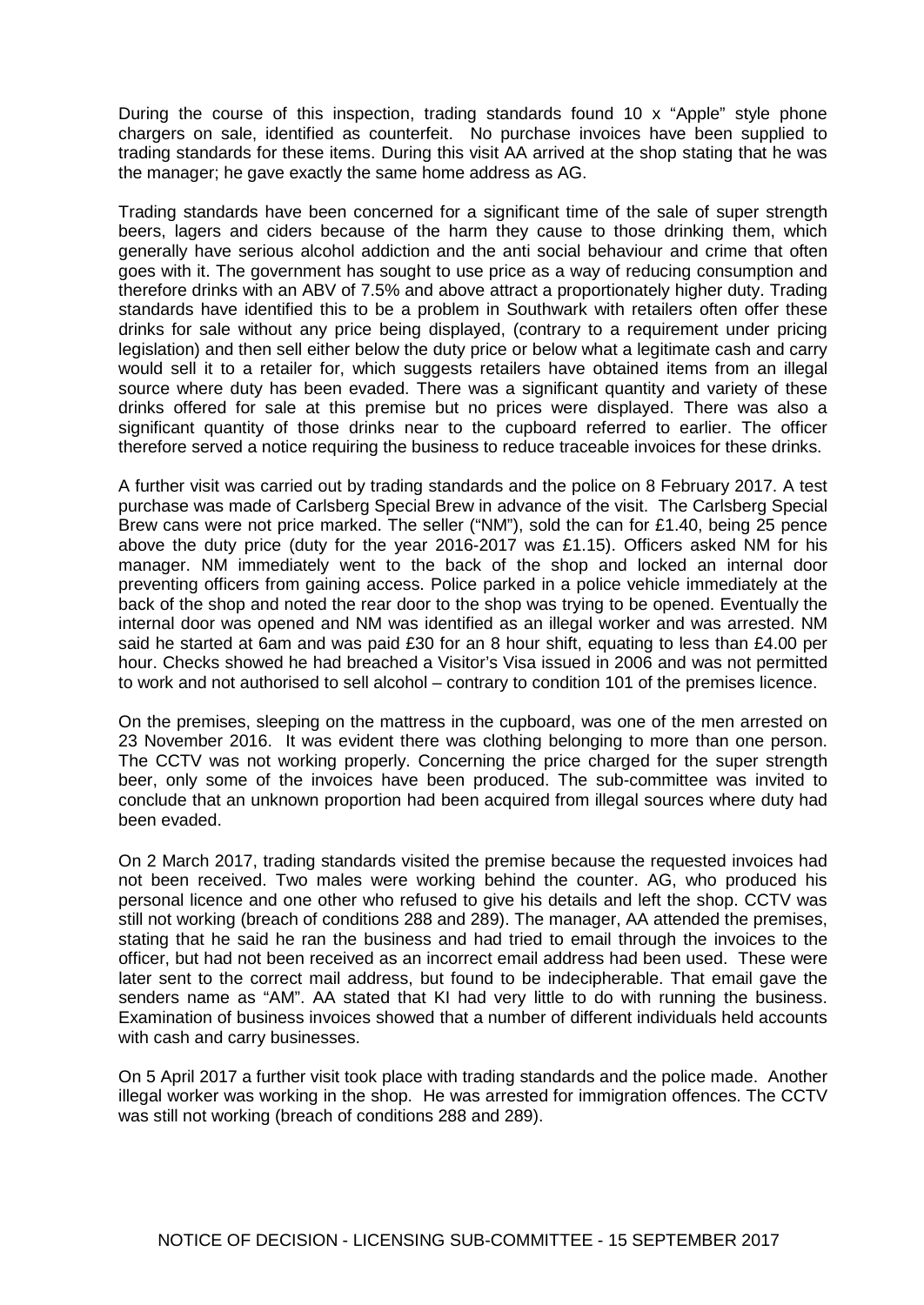During the course of this inspection, trading standards found 10 x "Apple" style phone chargers on sale, identified as counterfeit. No purchase invoices have been supplied to trading standards for these items. During this visit AA arrived at the shop stating that he was the manager; he gave exactly the same home address as AG.

Trading standards have been concerned for a significant time of the sale of super strength beers, lagers and ciders because of the harm they cause to those drinking them, which generally have serious alcohol addiction and the anti social behaviour and crime that often goes with it. The government has sought to use price as a way of reducing consumption and therefore drinks with an ABV of 7.5% and above attract a proportionately higher duty. Trading standards have identified this to be a problem in Southwark with retailers often offer these drinks for sale without any price being displayed, (contrary to a requirement under pricing legislation) and then sell either below the duty price or below what a legitimate cash and carry would sell it to a retailer for, which suggests retailers have obtained items from an illegal source where duty has been evaded. There was a significant quantity and variety of these drinks offered for sale at this premise but no prices were displayed. There was also a significant quantity of those drinks near to the cupboard referred to earlier. The officer therefore served a notice requiring the business to reduce traceable invoices for these drinks.

A further visit was carried out by trading standards and the police on 8 February 2017. A test purchase was made of Carlsberg Special Brew in advance of the visit. The Carlsberg Special Brew cans were not price marked. The seller ("NM"), sold the can for £1.40, being 25 pence above the duty price (duty for the year 2016-2017 was £1.15). Officers asked NM for his manager. NM immediately went to the back of the shop and locked an internal door preventing officers from gaining access. Police parked in a police vehicle immediately at the back of the shop and noted the rear door to the shop was trying to be opened. Eventually the internal door was opened and NM was identified as an illegal worker and was arrested. NM said he started at 6am and was paid £30 for an 8 hour shift, equating to less than £4.00 per hour. Checks showed he had breached a Visitor's Visa issued in 2006 and was not permitted to work and not authorised to sell alcohol – contrary to condition 101 of the premises licence.

On the premises, sleeping on the mattress in the cupboard, was one of the men arrested on 23 November 2016. It was evident there was clothing belonging to more than one person. The CCTV was not working properly. Concerning the price charged for the super strength beer, only some of the invoices have been produced. The sub-committee was invited to conclude that an unknown proportion had been acquired from illegal sources where duty had been evaded.

On 2 March 2017, trading standards visited the premise because the requested invoices had not been received. Two males were working behind the counter. AG, who produced his personal licence and one other who refused to give his details and left the shop. CCTV was still not working (breach of conditions 288 and 289). The manager, AA attended the premises, stating that he said he ran the business and had tried to email through the invoices to the officer, but had not been received as an incorrect email address had been used. These were later sent to the correct mail address, but found to be indecipherable. That email gave the senders name as "AM". AA stated that KI had very little to do with running the business. Examination of business invoices showed that a number of different individuals held accounts with cash and carry businesses.

On 5 April 2017 a further visit took place with trading standards and the police made. Another illegal worker was working in the shop. He was arrested for immigration offences. The CCTV was still not working (breach of conditions 288 and 289).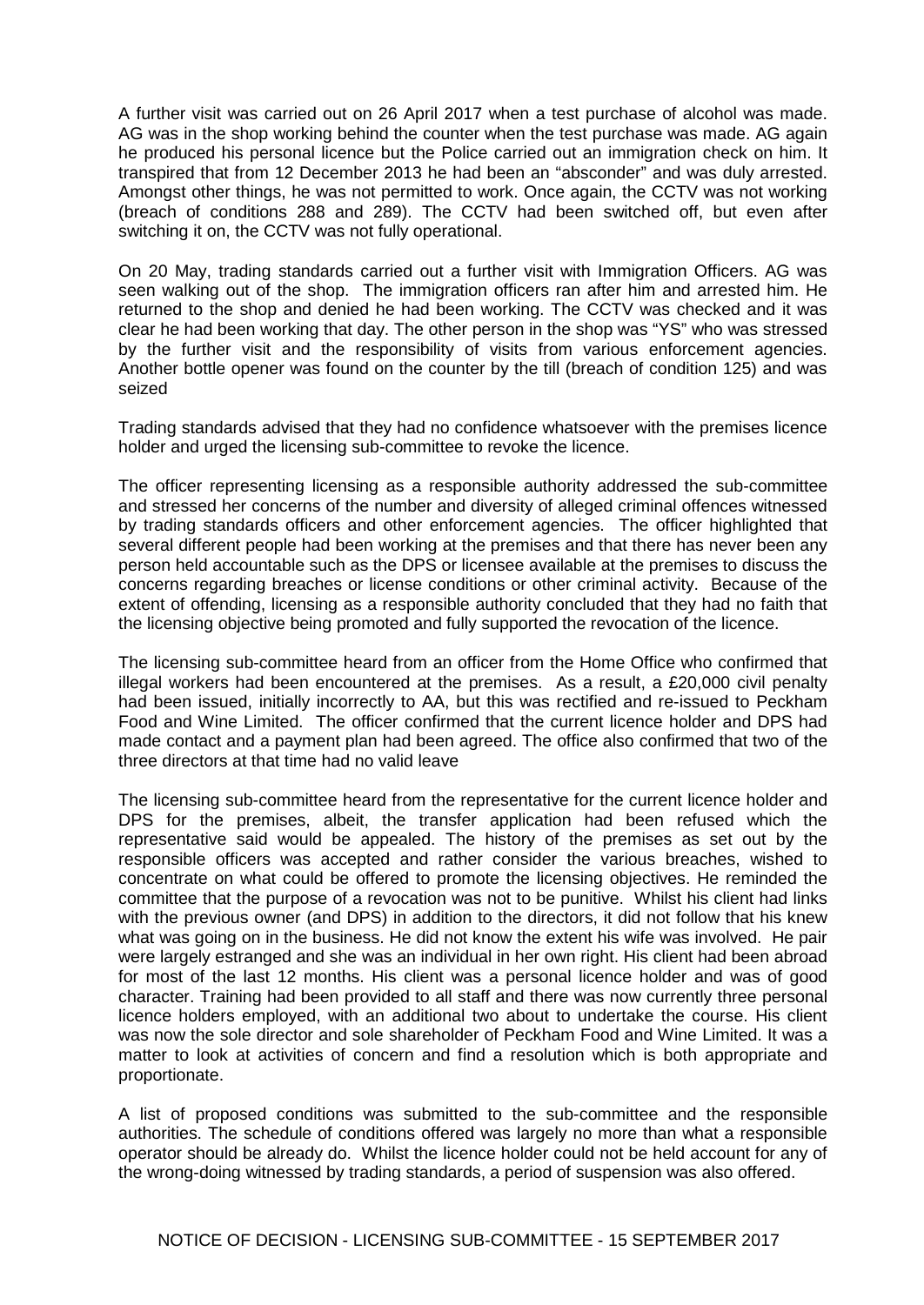A further visit was carried out on 26 April 2017 when a test purchase of alcohol was made. AG was in the shop working behind the counter when the test purchase was made. AG again he produced his personal licence but the Police carried out an immigration check on him. It transpired that from 12 December 2013 he had been an "absconder" and was duly arrested. Amongst other things, he was not permitted to work. Once again, the CCTV was not working (breach of conditions 288 and 289). The CCTV had been switched off, but even after switching it on, the CCTV was not fully operational.

On 20 May, trading standards carried out a further visit with Immigration Officers. AG was seen walking out of the shop. The immigration officers ran after him and arrested him. He returned to the shop and denied he had been working. The CCTV was checked and it was clear he had been working that day. The other person in the shop was "YS" who was stressed by the further visit and the responsibility of visits from various enforcement agencies. Another bottle opener was found on the counter by the till (breach of condition 125) and was seized

Trading standards advised that they had no confidence whatsoever with the premises licence holder and urged the licensing sub-committee to revoke the licence.

The officer representing licensing as a responsible authority addressed the sub-committee and stressed her concerns of the number and diversity of alleged criminal offences witnessed by trading standards officers and other enforcement agencies. The officer highlighted that several different people had been working at the premises and that there has never been any person held accountable such as the DPS or licensee available at the premises to discuss the concerns regarding breaches or license conditions or other criminal activity. Because of the extent of offending, licensing as a responsible authority concluded that they had no faith that the licensing objective being promoted and fully supported the revocation of the licence.

The licensing sub-committee heard from an officer from the Home Office who confirmed that illegal workers had been encountered at the premises. As a result, a £20,000 civil penalty had been issued, initially incorrectly to AA, but this was rectified and re-issued to Peckham Food and Wine Limited. The officer confirmed that the current licence holder and DPS had made contact and a payment plan had been agreed. The office also confirmed that two of the three directors at that time had no valid leave

The licensing sub-committee heard from the representative for the current licence holder and DPS for the premises, albeit, the transfer application had been refused which the representative said would be appealed. The history of the premises as set out by the responsible officers was accepted and rather consider the various breaches, wished to concentrate on what could be offered to promote the licensing objectives. He reminded the committee that the purpose of a revocation was not to be punitive. Whilst his client had links with the previous owner (and DPS) in addition to the directors, it did not follow that his knew what was going on in the business. He did not know the extent his wife was involved. He pair were largely estranged and she was an individual in her own right. His client had been abroad for most of the last 12 months. His client was a personal licence holder and was of good character. Training had been provided to all staff and there was now currently three personal licence holders employed, with an additional two about to undertake the course. His client was now the sole director and sole shareholder of Peckham Food and Wine Limited. It was a matter to look at activities of concern and find a resolution which is both appropriate and proportionate.

A list of proposed conditions was submitted to the sub-committee and the responsible authorities. The schedule of conditions offered was largely no more than what a responsible operator should be already do. Whilst the licence holder could not be held account for any of the wrong-doing witnessed by trading standards, a period of suspension was also offered.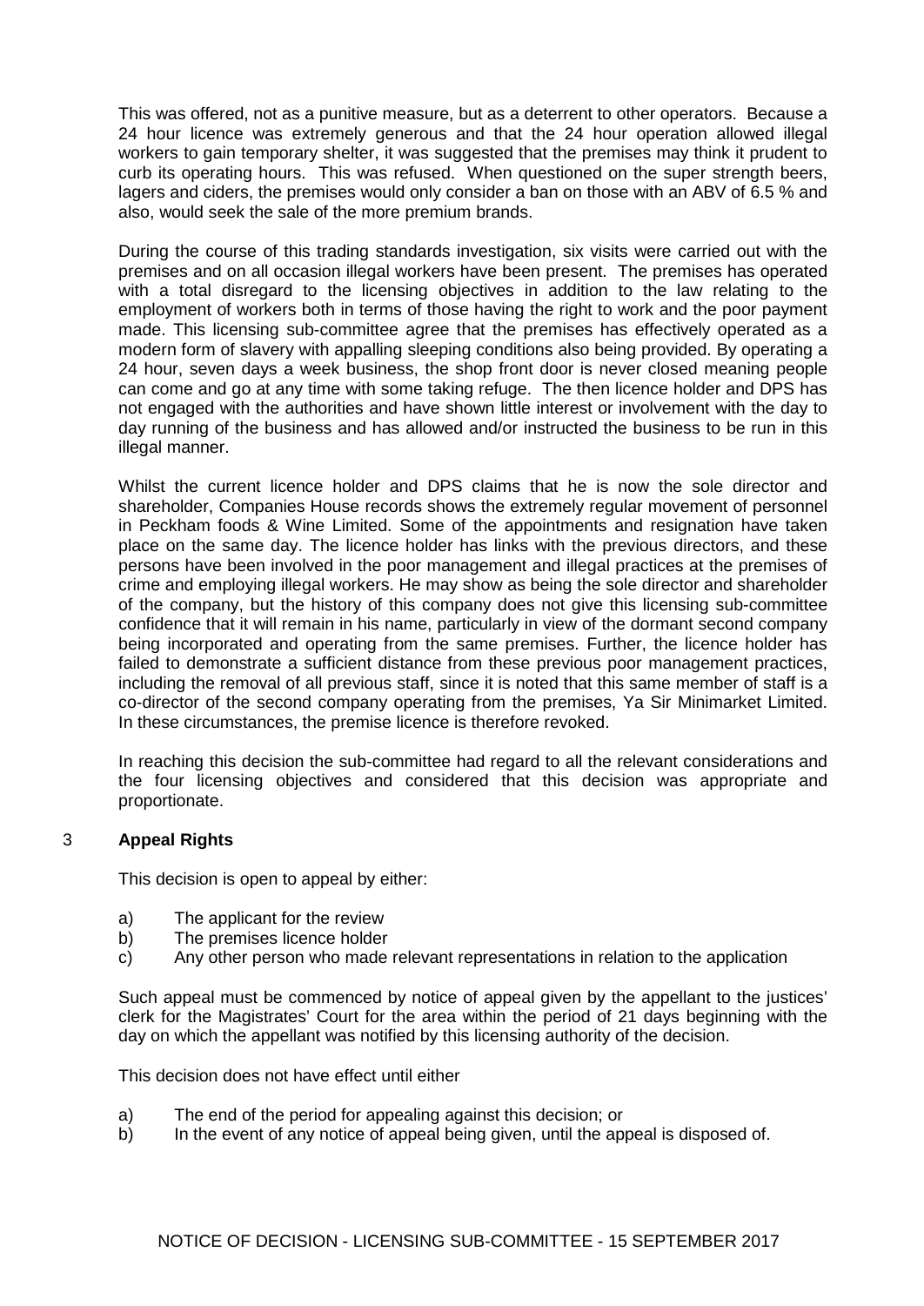This was offered, not as a punitive measure, but as a deterrent to other operators. Because a 24 hour licence was extremely generous and that the 24 hour operation allowed illegal workers to gain temporary shelter, it was suggested that the premises may think it prudent to curb its operating hours. This was refused. When questioned on the super strength beers, lagers and ciders, the premises would only consider a ban on those with an ABV of 6.5 % and also, would seek the sale of the more premium brands.

During the course of this trading standards investigation, six visits were carried out with the premises and on all occasion illegal workers have been present. The premises has operated with a total disregard to the licensing objectives in addition to the law relating to the employment of workers both in terms of those having the right to work and the poor payment made. This licensing sub-committee agree that the premises has effectively operated as a modern form of slavery with appalling sleeping conditions also being provided. By operating a 24 hour, seven days a week business, the shop front door is never closed meaning people can come and go at any time with some taking refuge. The then licence holder and DPS has not engaged with the authorities and have shown little interest or involvement with the day to day running of the business and has allowed and/or instructed the business to be run in this illegal manner.

Whilst the current licence holder and DPS claims that he is now the sole director and shareholder, Companies House records shows the extremely regular movement of personnel in Peckham foods & Wine Limited. Some of the appointments and resignation have taken place on the same day. The licence holder has links with the previous directors, and these persons have been involved in the poor management and illegal practices at the premises of crime and employing illegal workers. He may show as being the sole director and shareholder of the company, but the history of this company does not give this licensing sub-committee confidence that it will remain in his name, particularly in view of the dormant second company being incorporated and operating from the same premises. Further, the licence holder has failed to demonstrate a sufficient distance from these previous poor management practices, including the removal of all previous staff, since it is noted that this same member of staff is a co-director of the second company operating from the premises, Ya Sir Minimarket Limited. In these circumstances, the premise licence is therefore revoked.

In reaching this decision the sub-committee had regard to all the relevant considerations and the four licensing objectives and considered that this decision was appropriate and proportionate.

## 3 Appeal Rights

This decision is open to appeal by either:

a) The applicant for the review
b) The premises licence holder
c) Any other person who made relevant representations in relation to the application

Such appeal must be commenced by notice of appeal given by the appellant to the justices' clerk for the Magistrates' Court for the area within the period of 21 days beginning with the day on which the appellant was notified by this licensing authority of the decision.

This decision does not have effect until either

a) The end of the period for appealing against this decision; or
b) In the event of any notice of appeal being given, until the appeal is disposed of.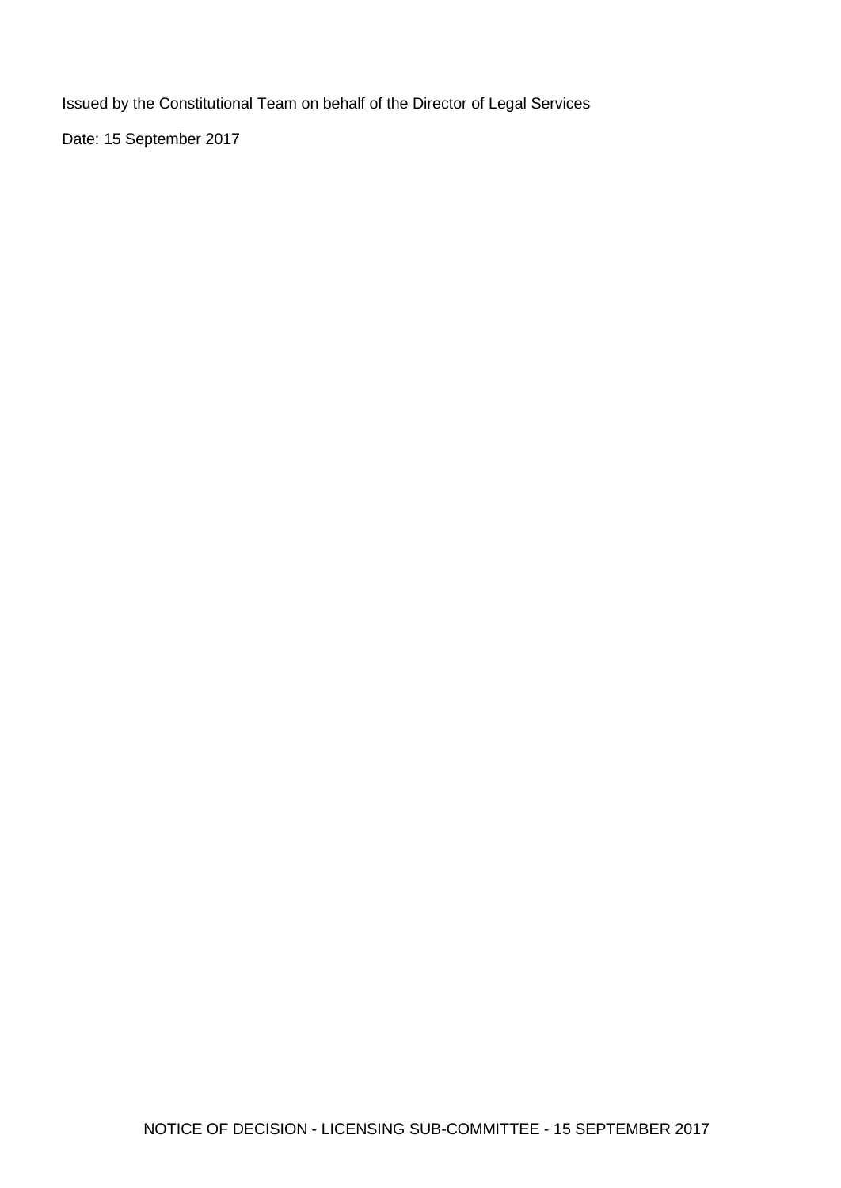Issued by the Constitutional Team on behalf of the Director of Legal Services

Date: 15 September 2017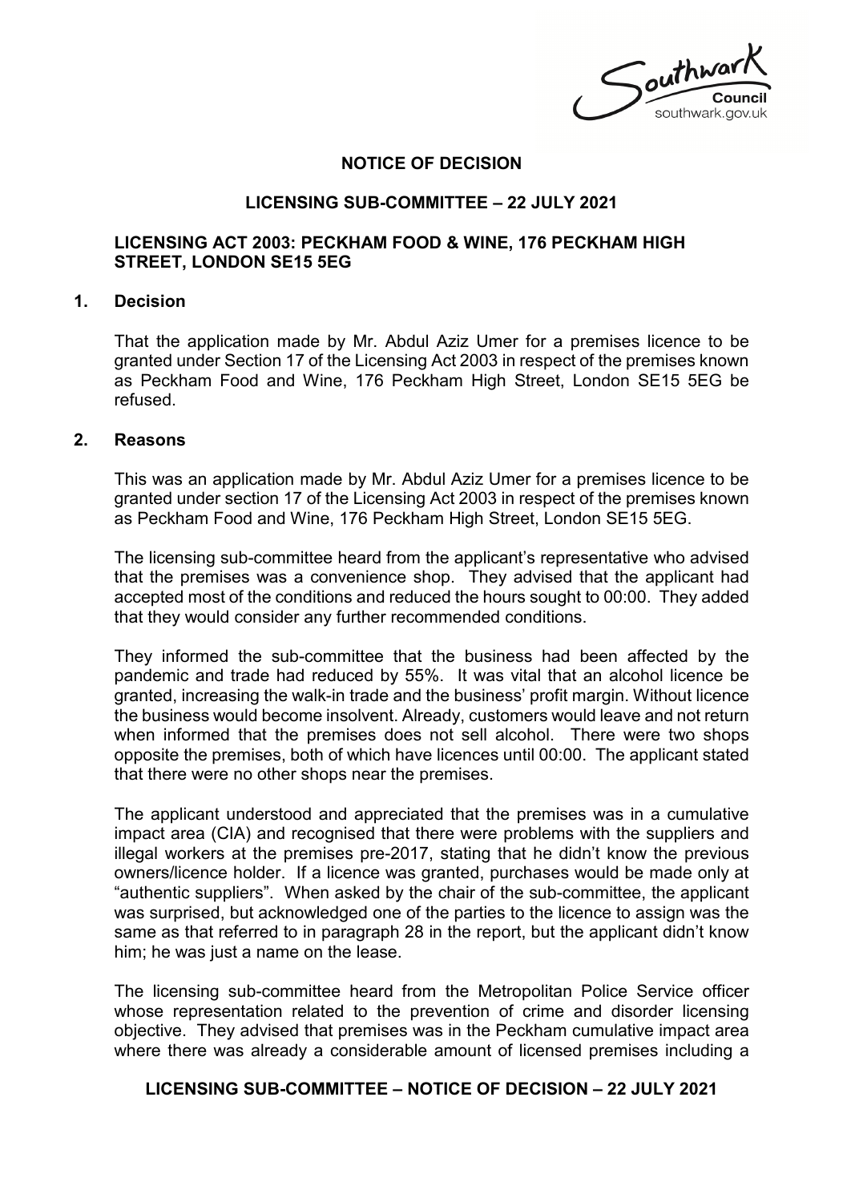## NOTICE OF DECISION

## LICENSING SUB-COMMITTEE – 22 JULY 2021

## LICENSING ACT 2003: PECKHAM FOOD & WINE, 176 PECKHAM HIGH STREET, LONDON SE15 5EG

### 1. Decision

That the application made by Mr. Abdul Aziz Umer for a premises licence to be granted under Section 17 of the Licensing Act 2003 in respect of the premises known as Peckham Food and Wine, 176 Peckham High Street, London SE15 5EG be refused.

### 2. Reasons

This was an application made by Mr. Abdul Aziz Umer for a premises licence to be granted under section 17 of the Licensing Act 2003 in respect of the premises known as Peckham Food and Wine, 176 Peckham High Street, London SE15 5EG.

The licensing sub-committee heard from the applicant's representative who advised that the premises was a convenience shop. They advised that the applicant had accepted most of the conditions and reduced the hours sought to 00:00. They added that they would consider any further recommended conditions.

They informed the sub-committee that the business had been affected by the pandemic and trade had reduced by 55%. It was vital that an alcohol licence be granted, increasing the walk-in trade and the business' profit margin. Without licence the business would become insolvent. Already, customers would leave and not return when informed that the premises does not sell alcohol. There were two shops opposite the premises, both of which have licences until 00:00. The applicant stated that there were no other shops near the premises.

The applicant understood and appreciated that the premises was in a cumulative impact area (CIA) and recognised that there were problems with the suppliers and illegal workers at the premises pre-2017, stating that he didn't know the previous owners/licence holder. If a licence was granted, purchases would be made only at "authentic suppliers". When asked by the chair of the sub-committee, the applicant was surprised, but acknowledged one of the parties to the licence to assign was the same as that referred to in paragraph 28 in the report, but the applicant didn't know him; he was just a name on the lease.

The licensing sub-committee heard from the Metropolitan Police Service officer whose representation related to the prevention of crime and disorder licensing objective. They advised that premises was in the Peckham cumulative impact area where there was already a considerable amount of licensed premises including a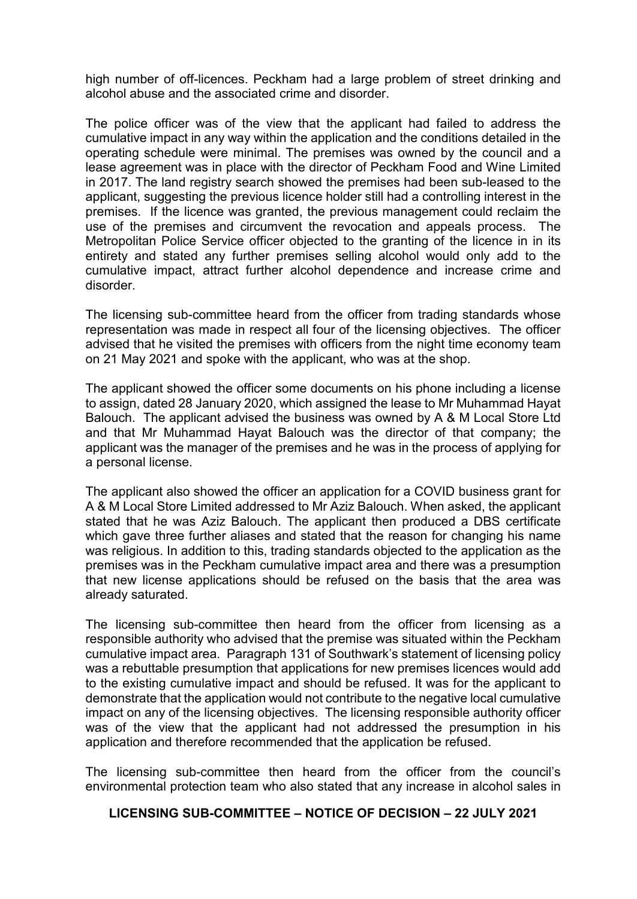high number of off-licences. Peckham had a large problem of street drinking and alcohol abuse and the associated crime and disorder.

The police officer was of the view that the applicant had failed to address the cumulative impact in any way within the application and the conditions detailed in the operating schedule were minimal. The premises was owned by the council and a lease agreement was in place with the director of Peckham Food and Wine Limited in 2017. The land registry search showed the premises had been sub-leased to the applicant, suggesting the previous licence holder still had a controlling interest in the premises. If the licence was granted, the previous management could reclaim the use of the premises and circumvent the revocation and appeals process. The Metropolitan Police Service officer objected to the granting of the licence in in its entirety and stated any further premises selling alcohol would only add to the cumulative impact, attract further alcohol dependence and increase crime and disorder.

The licensing sub-committee heard from the officer from trading standards whose representation was made in respect all four of the licensing objectives. The officer advised that he visited the premises with officers from the night time economy team on 21 May 2021 and spoke with the applicant, who was at the shop.

The applicant showed the officer some documents on his phone including a license to assign, dated 28 January 2020, which assigned the lease to Mr Muhammad Hayat Balouch. The applicant advised the business was owned by A & M Local Store Ltd and that Mr Muhammad Hayat Balouch was the director of that company; the applicant was the manager of the premises and he was in the process of applying for a personal license.

The applicant also showed the officer an application for a COVID business grant for A & M Local Store Limited addressed to Mr Aziz Balouch. When asked, the applicant stated that he was Aziz Balouch. The applicant then produced a DBS certificate which gave three further aliases and stated that the reason for changing his name was religious. In addition to this, trading standards objected to the application as the premises was in the Peckham cumulative impact area and there was a presumption that new license applications should be refused on the basis that the area was already saturated.

The licensing sub-committee then heard from the officer from licensing as a responsible authority who advised that the premise was situated within the Peckham cumulative impact area. Paragraph 131 of Southwark's statement of licensing policy was a rebuttable presumption that applications for new premises licences would add to the existing cumulative impact and should be refused. It was for the applicant to demonstrate that the application would not contribute to the negative local cumulative impact on any of the licensing objectives. The licensing responsible authority officer was of the view that the applicant had not addressed the presumption in his application and therefore recommended that the application be refused.

The licensing sub-committee then heard from the officer from the council's environmental protection team who also stated that any increase in alcohol sales in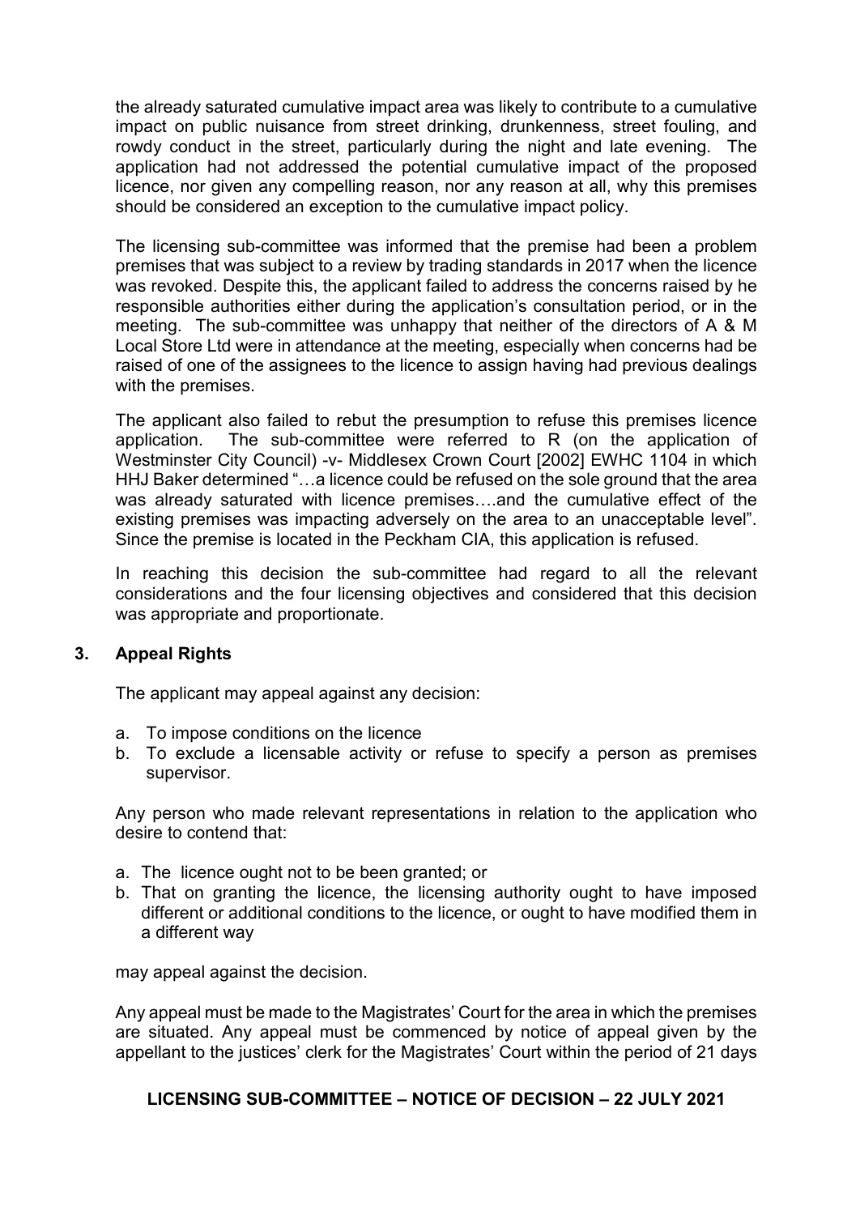the already saturated cumulative impact area was likely to contribute to a cumulative impact on public nuisance from street drinking, drunkenness, street fouling, and rowdy conduct in the street, particularly during the night and late evening. The application had not addressed the potential cumulative impact of the proposed licence, nor given any compelling reason, nor any reason at all, why this premises should be considered an exception to the cumulative impact policy.

The licensing sub-committee was informed that the premise had been a problem premises that was subject to a review by trading standards in 2017 when the licence was revoked. Despite this, the applicant failed to address the concerns raised by he responsible authorities either during the application's consultation period, or in the meeting. The sub-committee was unhappy that neither of the directors of A & M Local Store Ltd were in attendance at the meeting, especially when concerns had be raised of one of the assignees to the licence to assign having had previous dealings with the premises.

The applicant also failed to rebut the presumption to refuse this premises licence application. The sub-committee were referred to R (on the application of Westminster City Council) -v- Middlesex Crown Court [2002] EWHC 1104 in which HHJ Baker determined "…a licence could be refused on the sole ground that the area was already saturated with licence premises….and the cumulative effect of the existing premises was impacting adversely on the area to an unacceptable level". Since the premise is located in the Peckham CIA, this application is refused.

In reaching this decision the sub-committee had regard to all the relevant considerations and the four licensing objectives and considered that this decision was appropriate and proportionate.

## 3. Appeal Rights

The applicant may appeal against any decision:

a. To impose conditions on the licence
b. To exclude a licensable activity or refuse to specify a person as premises supervisor.

Any person who made relevant representations in relation to the application who desire to contend that:

a. The licence ought not to be been granted; or
b. That on granting the licence, the licensing authority ought to have imposed different or additional conditions to the licence, or ought to have modified them in a different way

may appeal against the decision.

Any appeal must be made to the Magistrates' Court for the area in which the premises are situated. Any appeal must be commenced by notice of appeal given by the appellant to the justices' clerk for the Magistrates' Court within the period of 21 days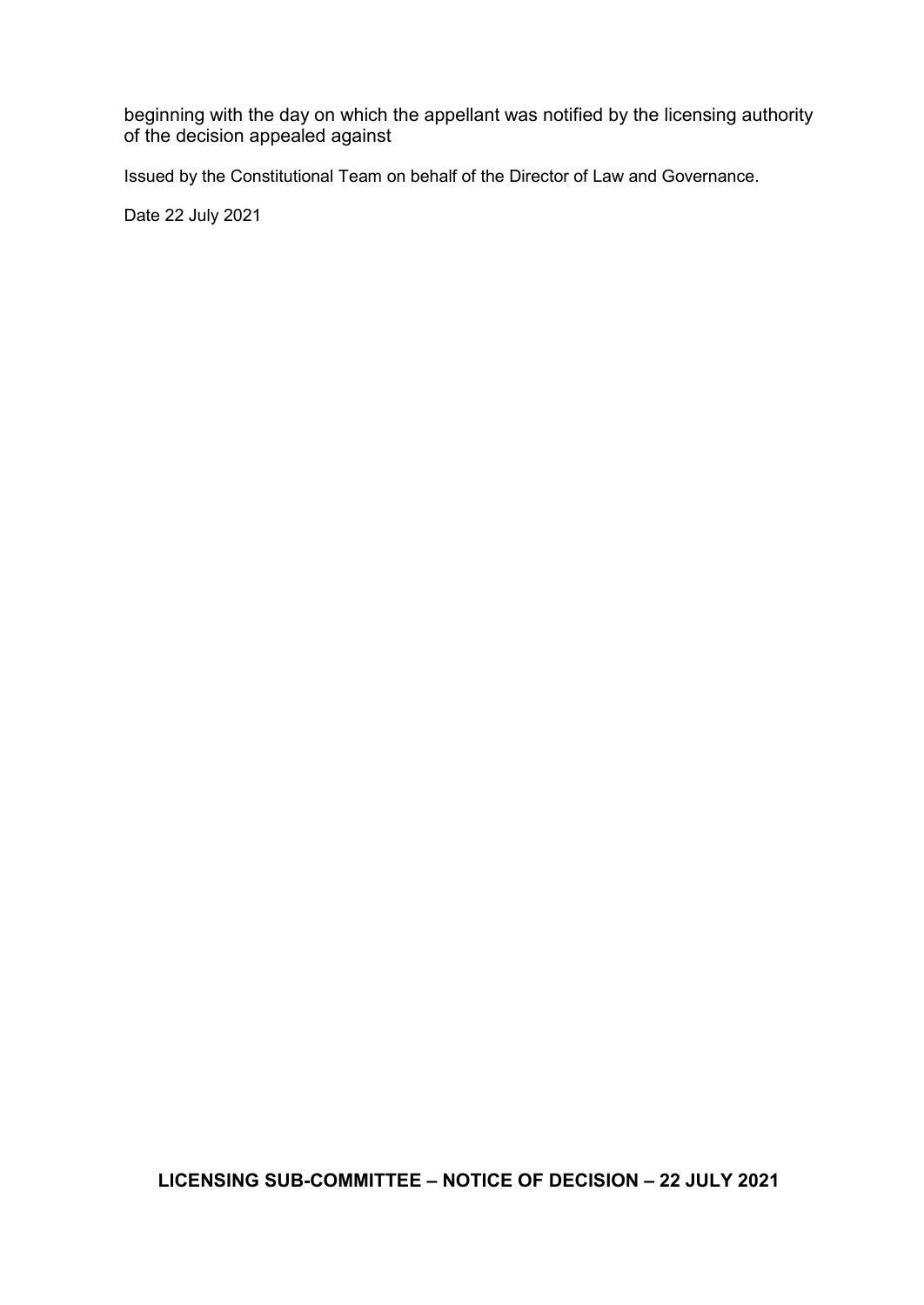beginning with the day on which the appellant was notified by the licensing authority of the decision appealed against

Issued by the Constitutional Team on behalf of the Director of Law and Governance.

Date 22 July 2021